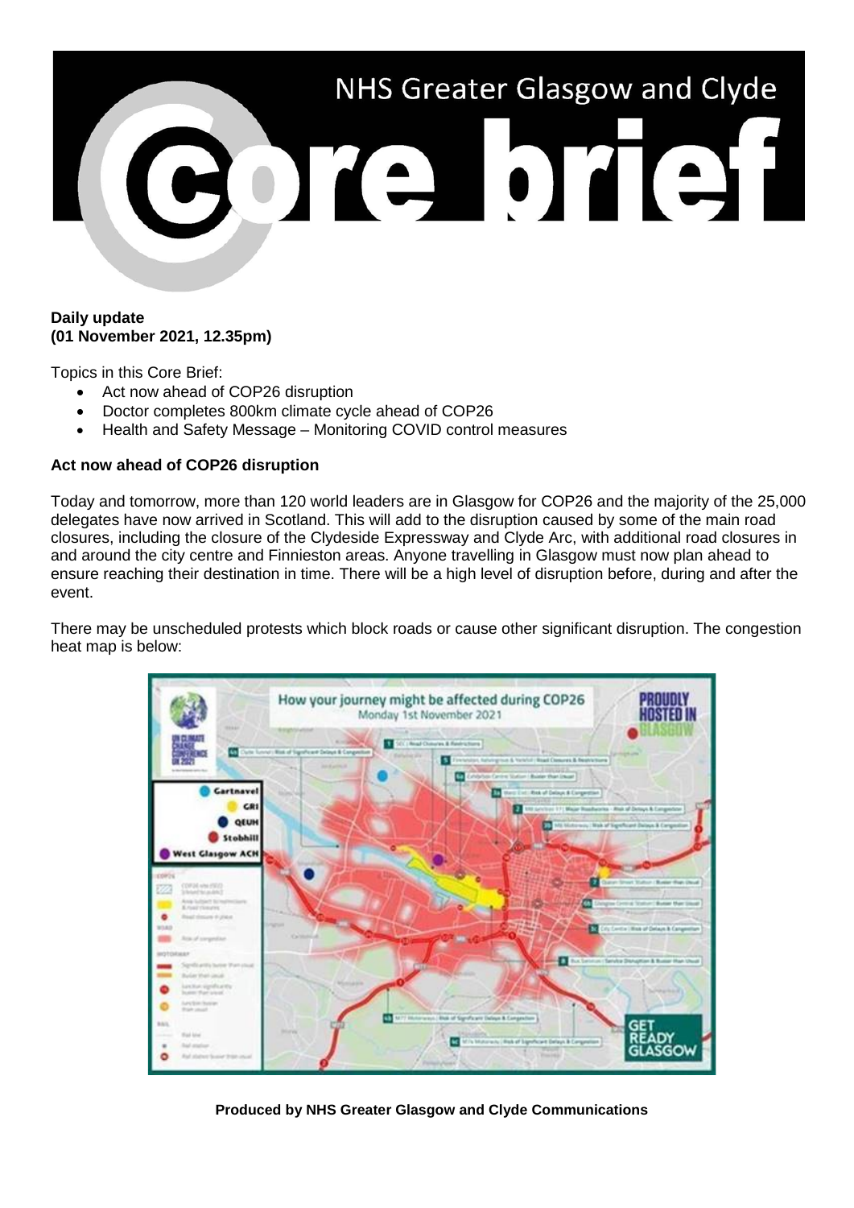# NHS Greater Glasgow and Clyde Core brief

**Daily update**
**(01 November 2021, 12.35pm)**

Topics in this Core Brief:

- Act now ahead of COP26 disruption
- Doctor completes 800km climate cycle ahead of COP26
- Health and Safety Message – Monitoring COVID control measures

**Act now ahead of COP26 disruption**

Today and tomorrow, more than 120 world leaders are in Glasgow for COP26 and the majority of the 25,000 delegates have now arrived in Scotland. This will add to the disruption caused by some of the main road closures, including the closure of the Clydeside Expressway and Clyde Arc, with additional road closures in and around the city centre and Finnieston areas. Anyone travelling in Glasgow must now plan ahead to ensure reaching their destination in time. There will be a high level of disruption before, during and after the event.

There may be unscheduled protests which block roads or cause other significant disruption. The congestion heat map is below:

**Produced by NHS Greater Glasgow and Clyde Communications**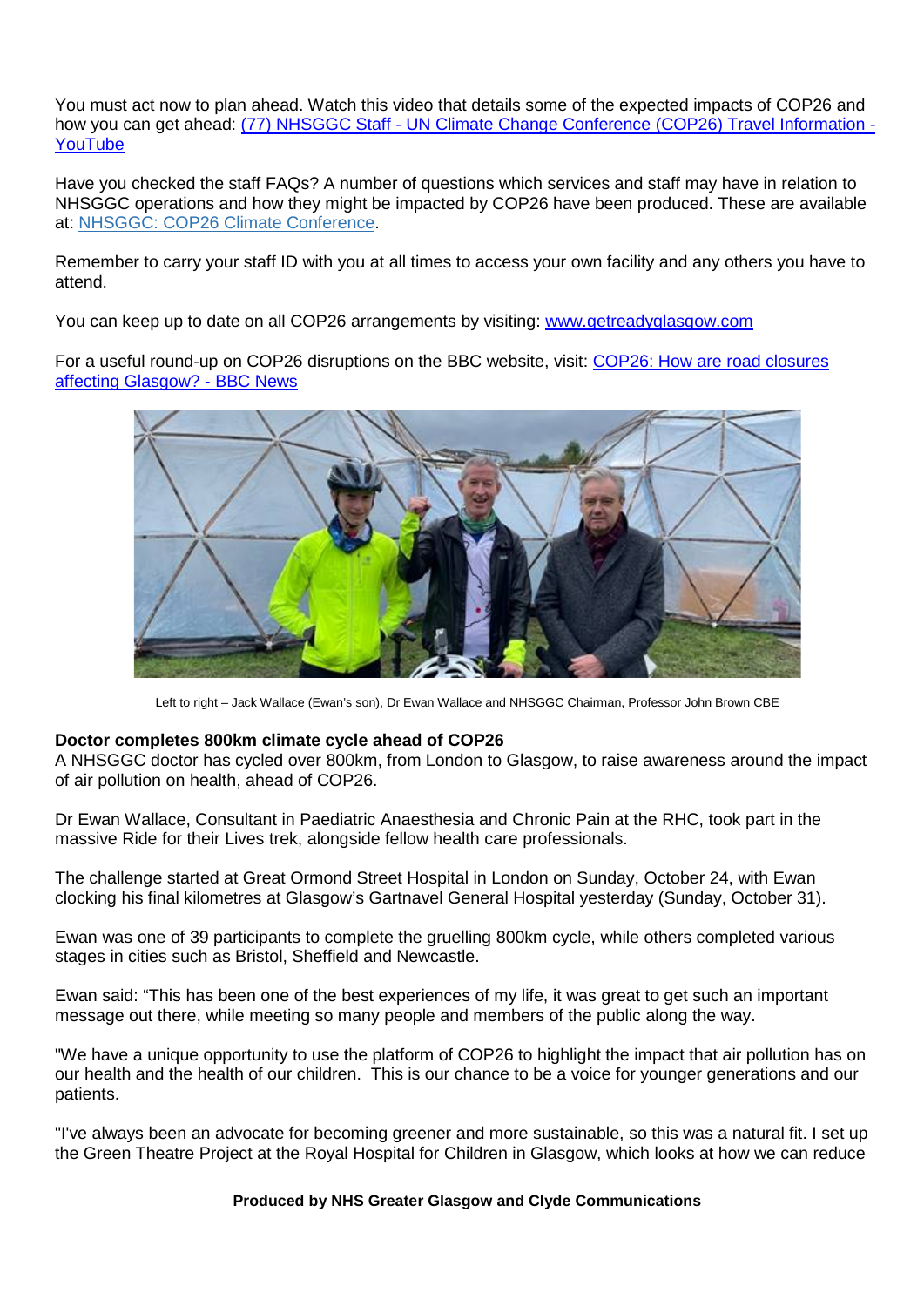You must act now to plan ahead. Watch this video that details some of the expected impacts of COP26 and how you can get ahead: [(77) NHSGGC Staff - UN Climate Change Conference (COP26) Travel Information - YouTube]()

Have you checked the staff FAQs? A number of questions which services and staff may have in relation to NHSGGC operations and how they might be impacted by COP26 have been produced. These are available at: [NHSGGC: COP26 Climate Conference]().

Remember to carry your staff ID with you at all times to access your own facility and any others you have to attend.

You can keep up to date on all COP26 arrangements by visiting: [www.getreadyglasgow.com](www.getreadyglasgow.com)

For a useful round-up on COP26 disruptions on the BBC website, visit: [COP26: How are road closures affecting Glasgow? - BBC News]()

Left to right – Jack Wallace (Ewan's son), Dr Ewan Wallace and NHSGGC Chairman, Professor John Brown CBE

**Doctor completes 800km climate cycle ahead of COP26**

A NHSGGC doctor has cycled over 800km, from London to Glasgow, to raise awareness around the impact of air pollution on health, ahead of COP26.

Dr Ewan Wallace, Consultant in Paediatric Anaesthesia and Chronic Pain at the RHC, took part in the massive Ride for their Lives trek, alongside fellow health care professionals.

The challenge started at Great Ormond Street Hospital in London on Sunday, October 24, with Ewan clocking his final kilometres at Glasgow's Gartnavel General Hospital yesterday (Sunday, October 31).

Ewan was one of 39 participants to complete the gruelling 800km cycle, while others completed various stages in cities such as Bristol, Sheffield and Newcastle.

Ewan said: "This has been one of the best experiences of my life, it was great to get such an important message out there, while meeting so many people and members of the public along the way.

"We have a unique opportunity to use the platform of COP26 to highlight the impact that air pollution has on our health and the health of our children. This is our chance to be a voice for younger generations and our patients.

"I've always been an advocate for becoming greener and more sustainable, so this was a natural fit. I set up the Green Theatre Project at the Royal Hospital for Children in Glasgow, which looks at how we can reduce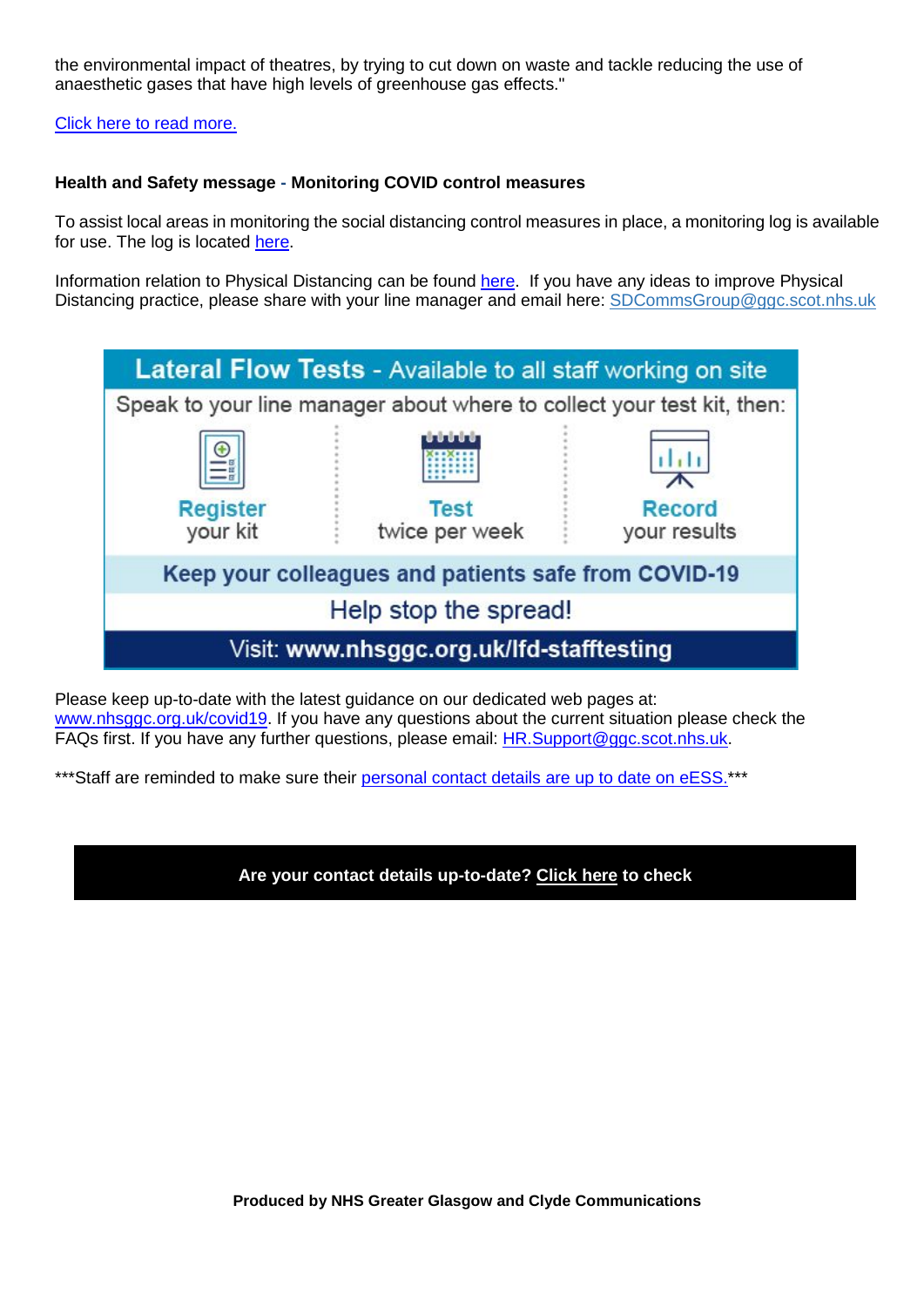the environmental impact of theatres, by trying to cut down on waste and tackle reducing the use of anaesthetic gases that have high levels of greenhouse gas effects."

Click here to read more.

**Health and Safety message - Monitoring COVID control measures**

To assist local areas in monitoring the social distancing control measures in place, a monitoring log is available for use. The log is located here.

Information relation to Physical Distancing can be found here. If you have any ideas to improve Physical Distancing practice, please share with your line manager and email here: SDCommsGroup@ggc.scot.nhs.uk

**Lateral Flow Tests** - Available to all staff working on site

Speak to your line manager about where to collect your test kit, then:

**Register** your kit

**Test** twice per week

**Record** your results

**Keep your colleagues and patients safe from COVID-19**

Help stop the spread!

Visit: **www.nhsggc.org.uk/lfd-stafftesting**

Please keep up-to-date with the latest guidance on our dedicated web pages at: www.nhsggc.org.uk/covid19. If you have any questions about the current situation please check the FAQs first. If you have any further questions, please email: HR.Support@ggc.scot.nhs.uk.

***Staff are reminded to make sure their personal contact details are up to date on eESS.***

**Are your contact details up-to-date? Click here to check**

**Produced by NHS Greater Glasgow and Clyde Communications**